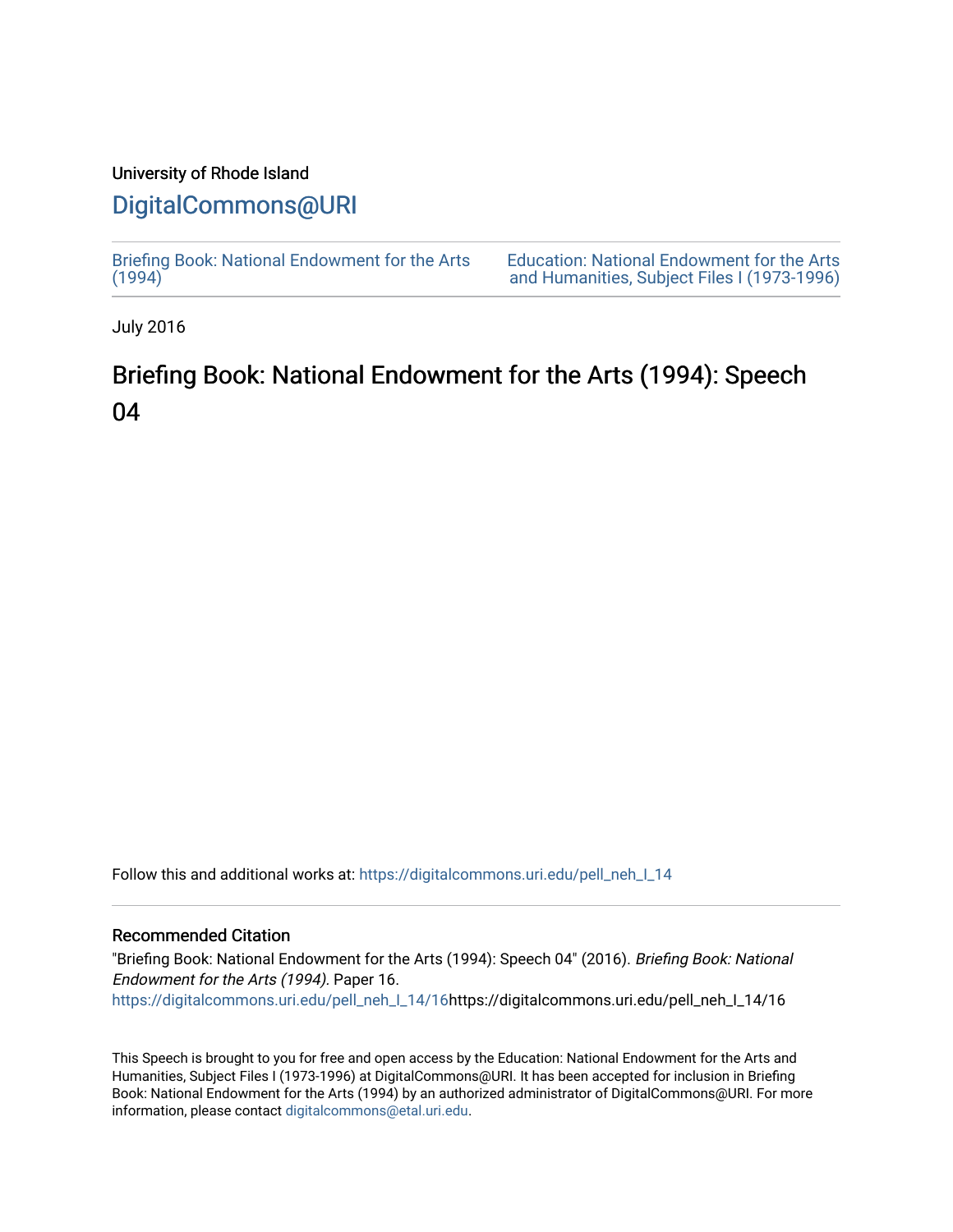University of Rhode Island

# DigitalCommons@URI

Briefing Book: National Endowment for the Arts (1994)

Education: National Endowment for the Arts and Humanities, Subject Files I (1973-1996)

July 2016

## Briefing Book: National Endowment for the Arts (1994): Speech 04

Follow this and additional works at: https://digitalcommons.uri.edu/pell_neh_I_14

### Recommended Citation

"Briefing Book: National Endowment for the Arts (1994): Speech 04" (2016). *Briefing Book: National Endowment for the Arts (1994).* Paper 16.
https://digitalcommons.uri.edu/pell_neh_I_14/16https://digitalcommons.uri.edu/pell_neh_I_14/16

This Speech is brought to you for free and open access by the Education: National Endowment for the Arts and Humanities, Subject Files I (1973-1996) at DigitalCommons@URI. It has been accepted for inclusion in Briefing Book: National Endowment for the Arts (1994) by an authorized administrator of DigitalCommons@URI. For more information, please contact digitalcommons@etal.uri.edu.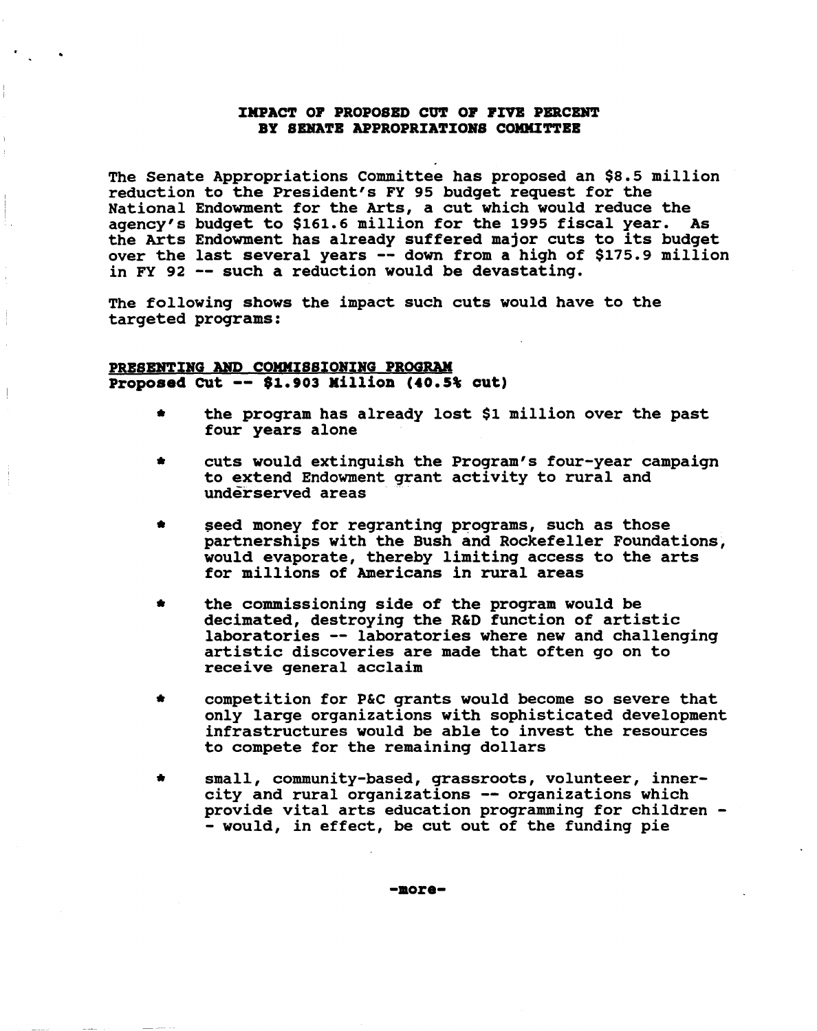## IMPACT OF PROPOSED CUT OF FIVE PERCENT BY SENATE APPROPRIATIONS COMMITTEE

The Senate Appropriations Committee has proposed an $8.5 million reduction to the President's FY 95 budget request for the National Endowment for the Arts, a cut which would reduce the agency's budget to $161.6 million for the 1995 fiscal year. As the Arts Endowment has already suffered major cuts to its budget over the last several years -- down from a high of $175.9 million in FY 92 -- such a reduction would be devastating.

The following shows the impact such cuts would have to the targeted programs:

**PRESENTING AND COMMISSIONING PROGRAM**
**Proposed Cut -- $1.903 Million (40.5% cut)**

- the program has already lost $1 million over the past four years alone
- cuts would extinguish the Program's four-year campaign to extend Endowment grant activity to rural and underserved areas
- seed money for regranting programs, such as those partnerships with the Bush and Rockefeller Foundations, would evaporate, thereby limiting access to the arts for millions of Americans in rural areas
- the commissioning side of the program would be decimated, destroying the R&D function of artistic laboratories -- laboratories where new and challenging artistic discoveries are made that often go on to receive general acclaim
- competition for P&C grants would become so severe that only large organizations with sophisticated development infrastructures would be able to invest the resources to compete for the remaining dollars
- small, community-based, grassroots, volunteer, inner-city and rural organizations -- organizations which provide vital arts education programming for children -- would, in effect, be cut out of the funding pie

-more-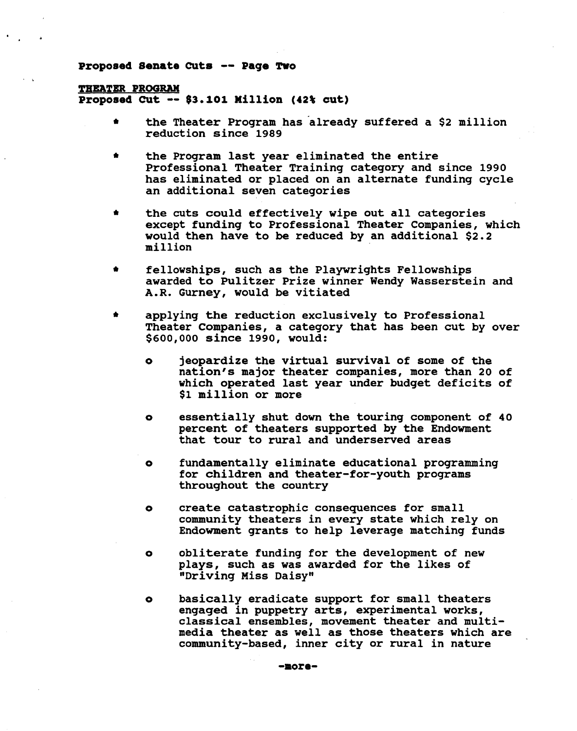**Proposed Senate Cuts -- Page Two**

**THEATER PROGRAM**
**Proposed Cut -- $3.101 Million (42% cut)**

* the Theater Program has already suffered a $2 million reduction since 1989

* the Program last year eliminated the entire Professional Theater Training category and since 1990 has eliminated or placed on an alternate funding cycle an additional seven categories

* the cuts could effectively wipe out all categories except funding to Professional Theater Companies, which would then have to be reduced by an additional $2.2 million

* fellowships, such as the Playwrights Fellowships awarded to Pulitzer Prize winner Wendy Wasserstein and A.R. Gurney, would be vitiated

* applying the reduction exclusively to Professional Theater Companies, a category that has been cut by over $600,000 since 1990, would:

  - jeopardize the virtual survival of some of the nation's major theater companies, more than 20 of which operated last year under budget deficits of $1 million or more

  - essentially shut down the touring component of 40 percent of theaters supported by the Endowment that tour to rural and underserved areas

  - fundamentally eliminate educational programming for children and theater-for-youth programs throughout the country

  - create catastrophic consequences for small community theaters in every state which rely on Endowment grants to help leverage matching funds

  - obliterate funding for the development of new plays, such as was awarded for the likes of "Driving Miss Daisy"

  - basically eradicate support for small theaters engaged in puppetry arts, experimental works, classical ensembles, movement theater and multi-media theater as well as those theaters which are community-based, inner city or rural in nature

-more-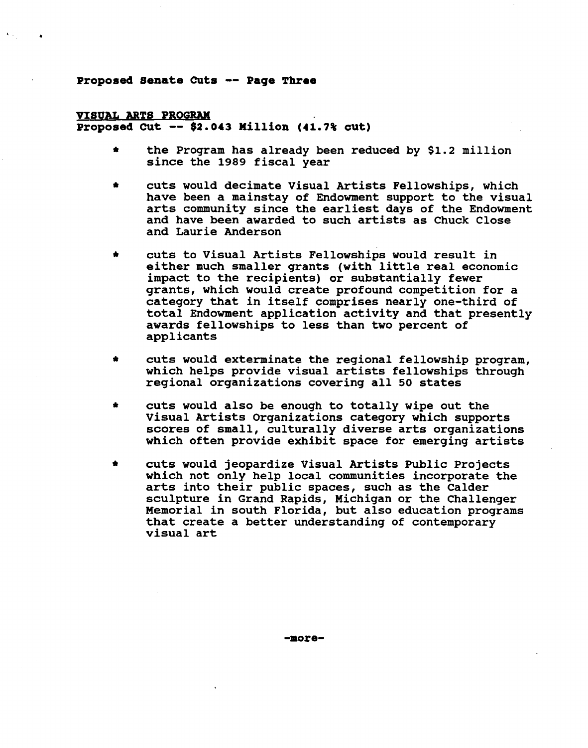**Proposed Senate Cuts -- Page Three**

**VISUAL ARTS PROGRAM**
**Proposed Cut -- $2.043 Million (41.7% cut)**

- the Program has already been reduced by $1.2 million since the 1989 fiscal year

- cuts would decimate Visual Artists Fellowships, which have been a mainstay of Endowment support to the visual arts community since the earliest days of the Endowment and have been awarded to such artists as Chuck Close and Laurie Anderson

- cuts to Visual Artists Fellowships would result in either much smaller grants (with little real economic impact to the recipients) or substantially fewer grants, which would create profound competition for a category that in itself comprises nearly one-third of total Endowment application activity and that presently awards fellowships to less than two percent of applicants

- cuts would exterminate the regional fellowship program, which helps provide visual artists fellowships through regional organizations covering all 50 states

- cuts would also be enough to totally wipe out the Visual Artists Organizations category which supports scores of small, culturally diverse arts organizations which often provide exhibit space for emerging artists

- cuts would jeopardize Visual Artists Public Projects which not only help local communities incorporate the arts into their public spaces, such as the Calder sculpture in Grand Rapids, Michigan or the Challenger Memorial in south Florida, but also education programs that create a better understanding of contemporary visual art

-more-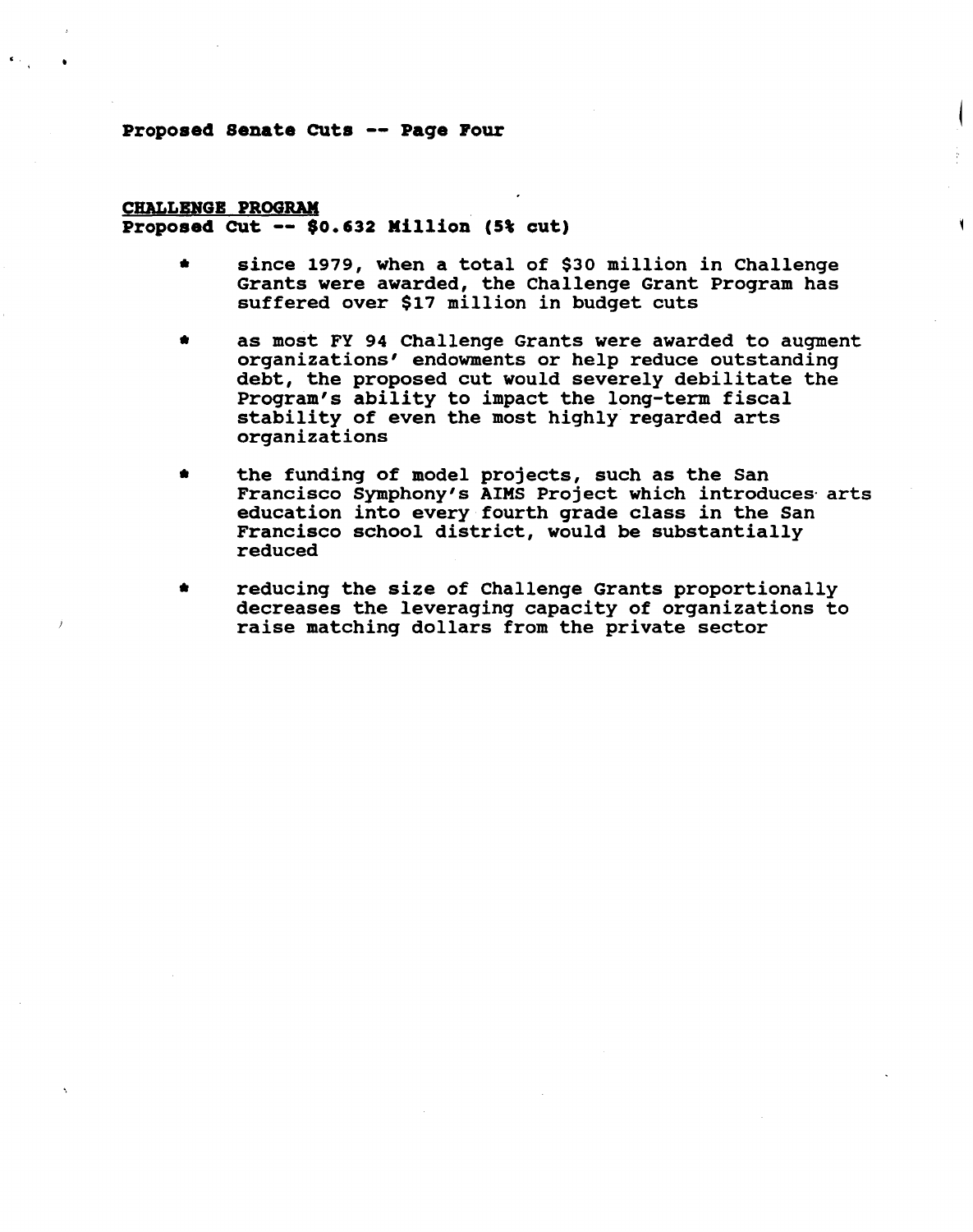**Proposed Senate Cuts -- Page Four**

**CHALLENGE PROGRAM**
**Proposed Cut -- $0.632 Million (5% cut)**

- since 1979, when a total of $30 million in Challenge Grants were awarded, the Challenge Grant Program has suffered over $17 million in budget cuts

- as most FY 94 Challenge Grants were awarded to augment organizations' endowments or help reduce outstanding debt, the proposed cut would severely debilitate the Program's ability to impact the long-term fiscal stability of even the most highly regarded arts organizations

- the funding of model projects, such as the San Francisco Symphony's AIMS Project which introduces arts education into every fourth grade class in the San Francisco school district, would be substantially reduced

- reducing the size of Challenge Grants proportionally decreases the leveraging capacity of organizations to raise matching dollars from the private sector